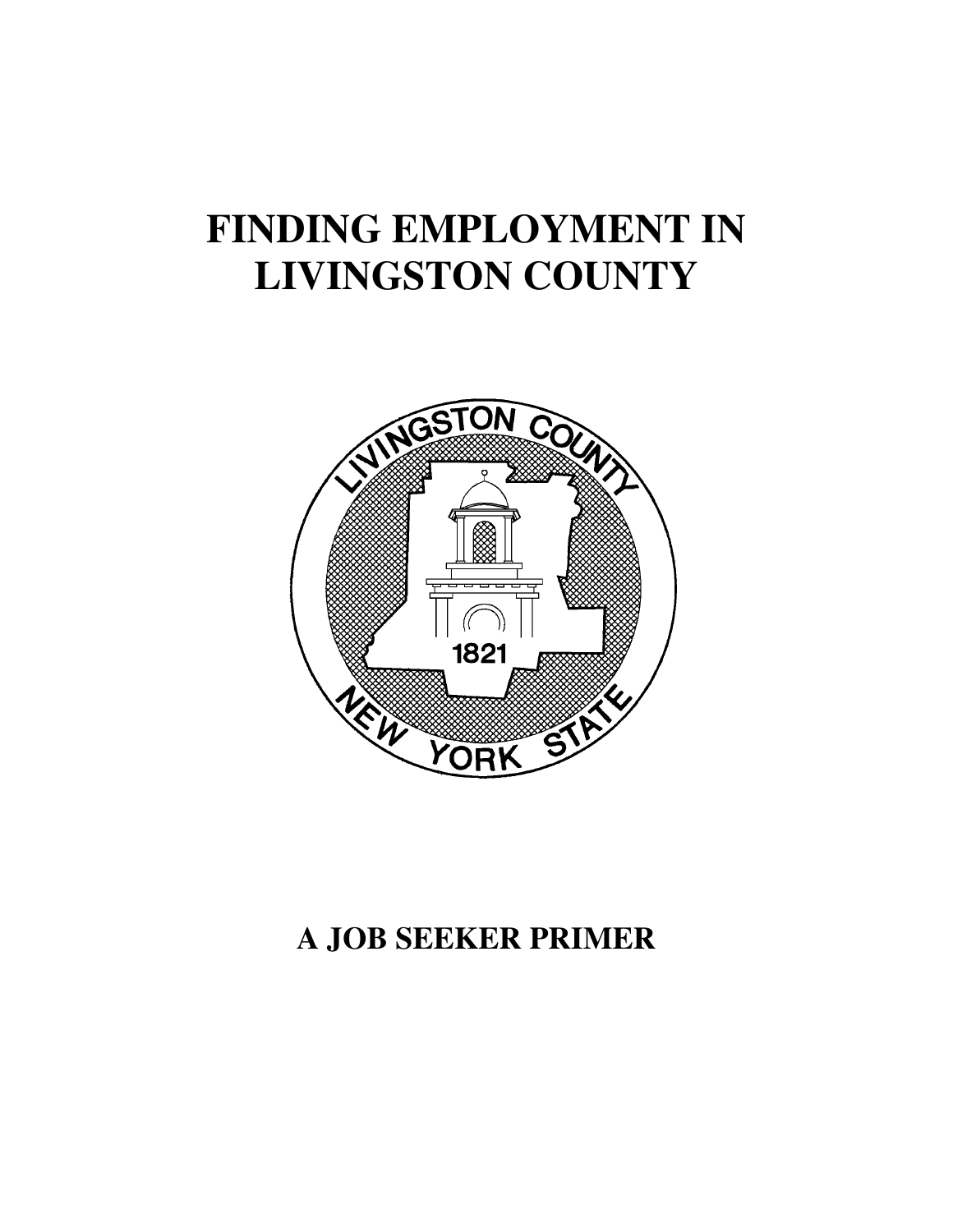# FINDING EMPLOYMENT IN LIVINGSTON COUNTY

## A JOB SEEKER PRIMER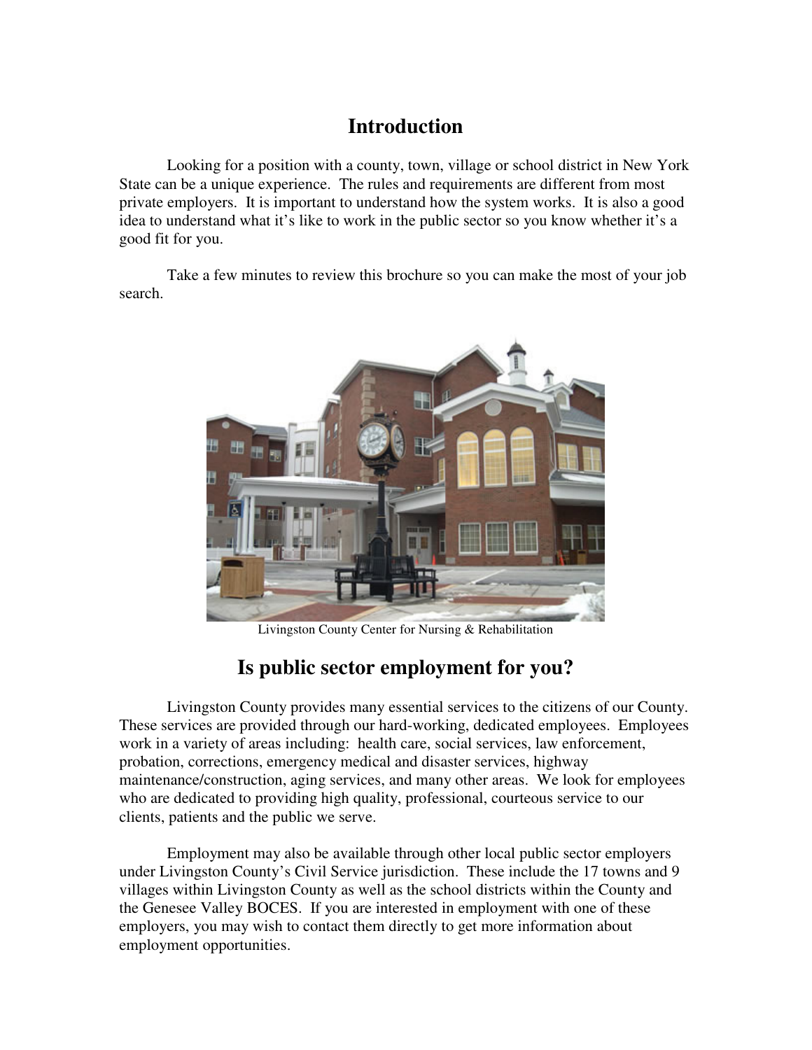# Introduction

Looking for a position with a county, town, village or school district in New York State can be a unique experience. The rules and requirements are different from most private employers. It is important to understand how the system works. It is also a good idea to understand what it's like to work in the public sector so you know whether it's a good fit for you.

Take a few minutes to review this brochure so you can make the most of your job search.

Livingston County Center for Nursing & Rehabilitation

# Is public sector employment for you?

Livingston County provides many essential services to the citizens of our County. These services are provided through our hard-working, dedicated employees. Employees work in a variety of areas including: health care, social services, law enforcement, probation, corrections, emergency medical and disaster services, highway maintenance/construction, aging services, and many other areas. We look for employees who are dedicated to providing high quality, professional, courteous service to our clients, patients and the public we serve.

Employment may also be available through other local public sector employers under Livingston County's Civil Service jurisdiction. These include the 17 towns and 9 villages within Livingston County as well as the school districts within the County and the Genesee Valley BOCES. If you are interested in employment with one of these employers, you may wish to contact them directly to get more information about employment opportunities.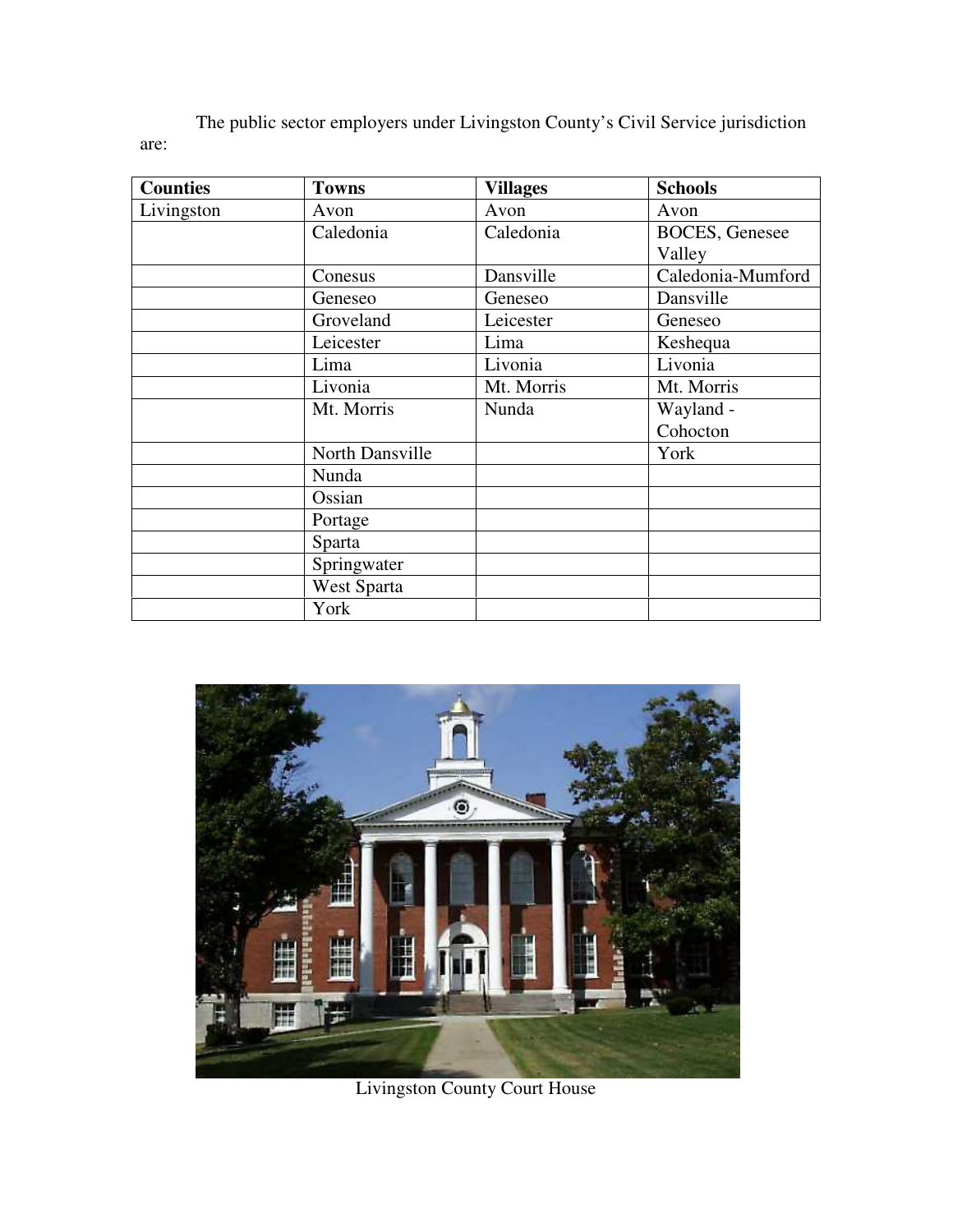The public sector employers under Livingston County's Civil Service jurisdiction are:

| Counties | Towns | Villages | Schools |
|---|---|---|---|
| Livingston | Avon | Avon | Avon |
| | Caledonia | Caledonia | BOCES, Genesee Valley |
| | Conesus | Dansville | Caledonia-Mumford |
| | Geneseo | Geneseo | Dansville |
| | Groveland | Leicester | Geneseo |
| | Leicester | Lima | Keshequa |
| | Lima | Livonia | Livonia |
| | Livonia | Mt. Morris | Mt. Morris |
| | Mt. Morris | Nunda | Wayland - Cohocton |
| | North Dansville | | York |
| | Nunda | | |
| | Ossian | | |
| | Portage | | |
| | Sparta | | |
| | Springwater | | |
| | West Sparta | | |
| | York | | |

Livingston County Court House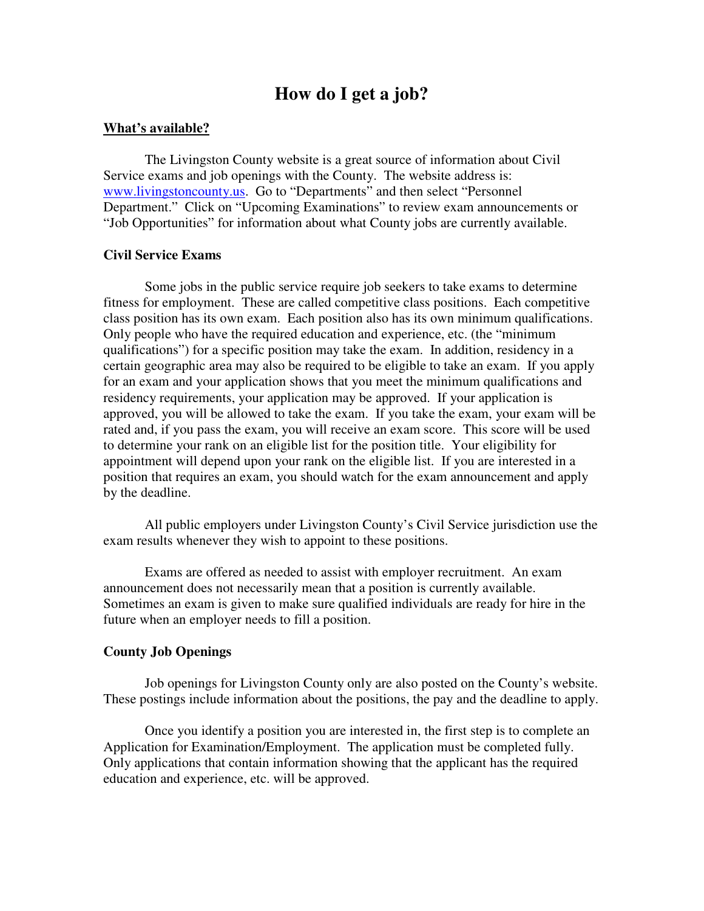# How do I get a job?

**What's available?**

The Livingston County website is a great source of information about Civil Service exams and job openings with the County. The website address is: [www.livingstoncounty.us](http://www.livingstoncounty.us). Go to "Departments" and then select "Personnel Department." Click on "Upcoming Examinations" to review exam announcements or "Job Opportunities" for information about what County jobs are currently available.

**Civil Service Exams**

Some jobs in the public service require job seekers to take exams to determine fitness for employment. These are called competitive class positions. Each competitive class position has its own exam. Each position also has its own minimum qualifications. Only people who have the required education and experience, etc. (the "minimum qualifications") for a specific position may take the exam. In addition, residency in a certain geographic area may also be required to be eligible to take an exam. If you apply for an exam and your application shows that you meet the minimum qualifications and residency requirements, your application may be approved. If your application is approved, you will be allowed to take the exam. If you take the exam, your exam will be rated and, if you pass the exam, you will receive an exam score. This score will be used to determine your rank on an eligible list for the position title. Your eligibility for appointment will depend upon your rank on the eligible list. If you are interested in a position that requires an exam, you should watch for the exam announcement and apply by the deadline.

All public employers under Livingston County's Civil Service jurisdiction use the exam results whenever they wish to appoint to these positions.

Exams are offered as needed to assist with employer recruitment. An exam announcement does not necessarily mean that a position is currently available. Sometimes an exam is given to make sure qualified individuals are ready for hire in the future when an employer needs to fill a position.

**County Job Openings**

Job openings for Livingston County only are also posted on the County's website. These postings include information about the positions, the pay and the deadline to apply.

Once you identify a position you are interested in, the first step is to complete an Application for Examination/Employment. The application must be completed fully. Only applications that contain information showing that the applicant has the required education and experience, etc. will be approved.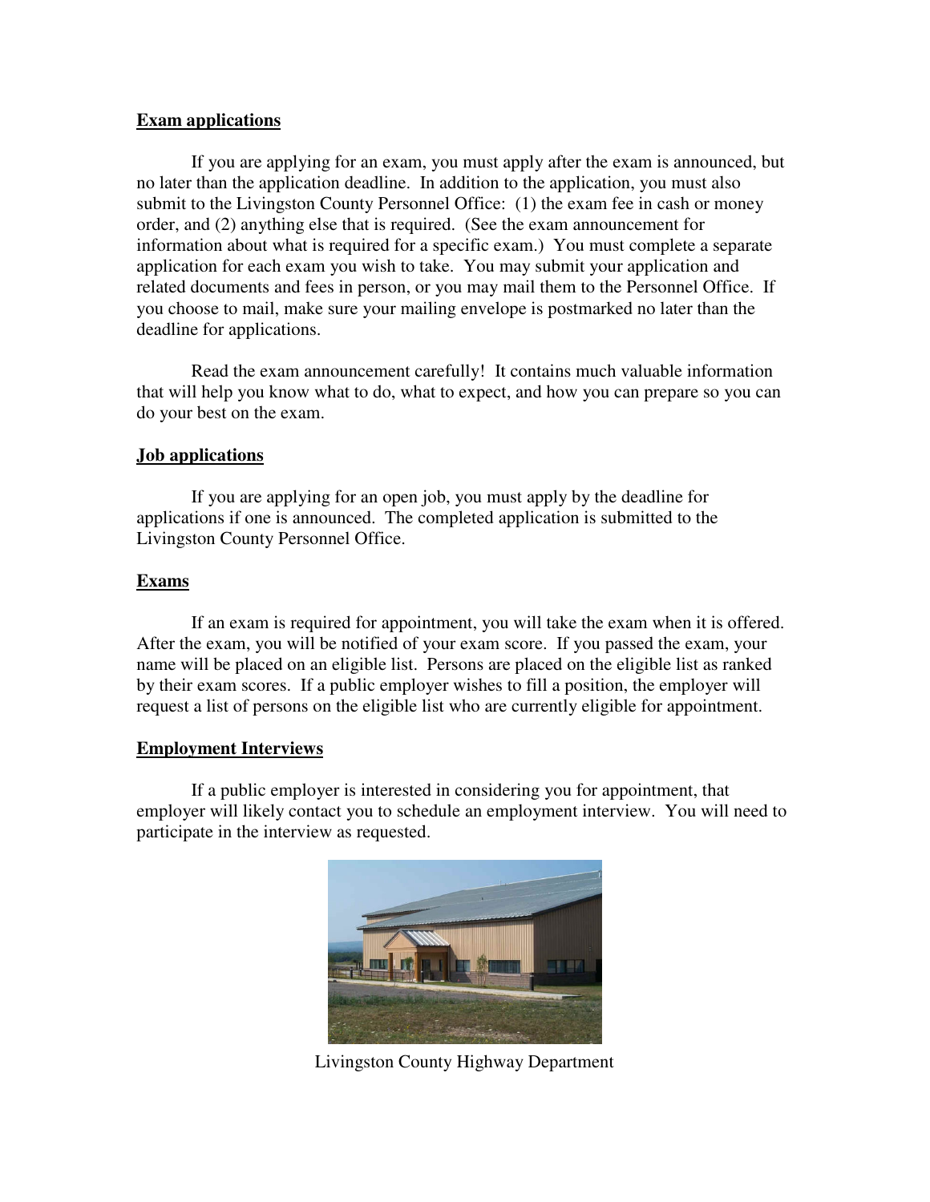**Exam applications**

If you are applying for an exam, you must apply after the exam is announced, but no later than the application deadline. In addition to the application, you must also submit to the Livingston County Personnel Office: (1) the exam fee in cash or money order, and (2) anything else that is required. (See the exam announcement for information about what is required for a specific exam.) You must complete a separate application for each exam you wish to take. You may submit your application and related documents and fees in person, or you may mail them to the Personnel Office. If you choose to mail, make sure your mailing envelope is postmarked no later than the deadline for applications.

Read the exam announcement carefully! It contains much valuable information that will help you know what to do, what to expect, and how you can prepare so you can do your best on the exam.

**Job applications**

If you are applying for an open job, you must apply by the deadline for applications if one is announced. The completed application is submitted to the Livingston County Personnel Office.

**Exams**

If an exam is required for appointment, you will take the exam when it is offered. After the exam, you will be notified of your exam score. If you passed the exam, your name will be placed on an eligible list. Persons are placed on the eligible list as ranked by their exam scores. If a public employer wishes to fill a position, the employer will request a list of persons on the eligible list who are currently eligible for appointment.

**Employment Interviews**

If a public employer is interested in considering you for appointment, that employer will likely contact you to schedule an employment interview. You will need to participate in the interview as requested.

Livingston County Highway Department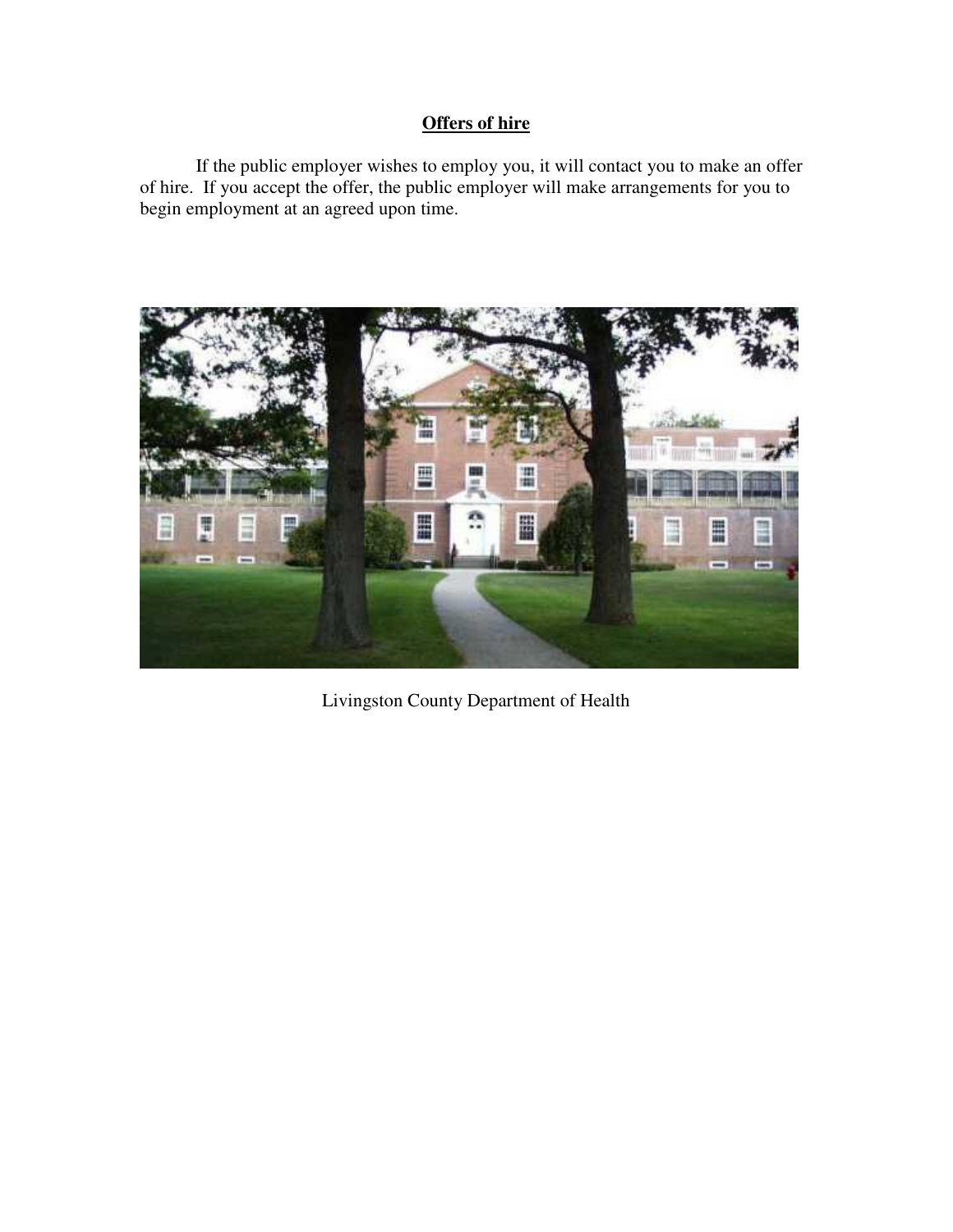**Offers of hire**

If the public employer wishes to employ you, it will contact you to make an offer of hire. If you accept the offer, the public employer will make arrangements for you to begin employment at an agreed upon time.

Livingston County Department of Health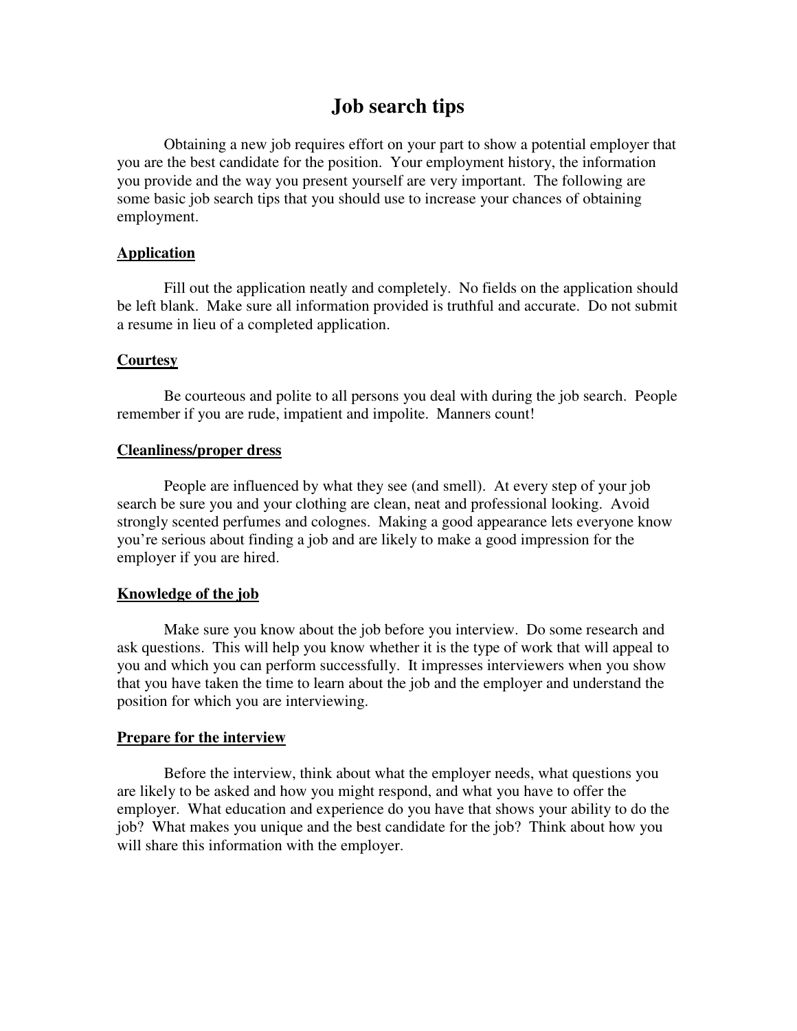# Job search tips

Obtaining a new job requires effort on your part to show a potential employer that you are the best candidate for the position. Your employment history, the information you provide and the way you present yourself are very important. The following are some basic job search tips that you should use to increase your chances of obtaining employment.

## Application

Fill out the application neatly and completely. No fields on the application should be left blank. Make sure all information provided is truthful and accurate. Do not submit a resume in lieu of a completed application.

## Courtesy

Be courteous and polite to all persons you deal with during the job search. People remember if you are rude, impatient and impolite. Manners count!

## Cleanliness/proper dress

People are influenced by what they see (and smell). At every step of your job search be sure you and your clothing are clean, neat and professional looking. Avoid strongly scented perfumes and colognes. Making a good appearance lets everyone know you're serious about finding a job and are likely to make a good impression for the employer if you are hired.

## Knowledge of the job

Make sure you know about the job before you interview. Do some research and ask questions. This will help you know whether it is the type of work that will appeal to you and which you can perform successfully. It impresses interviewers when you show that you have taken the time to learn about the job and the employer and understand the position for which you are interviewing.

## Prepare for the interview

Before the interview, think about what the employer needs, what questions you are likely to be asked and how you might respond, and what you have to offer the employer. What education and experience do you have that shows your ability to do the job? What makes you unique and the best candidate for the job? Think about how you will share this information with the employer.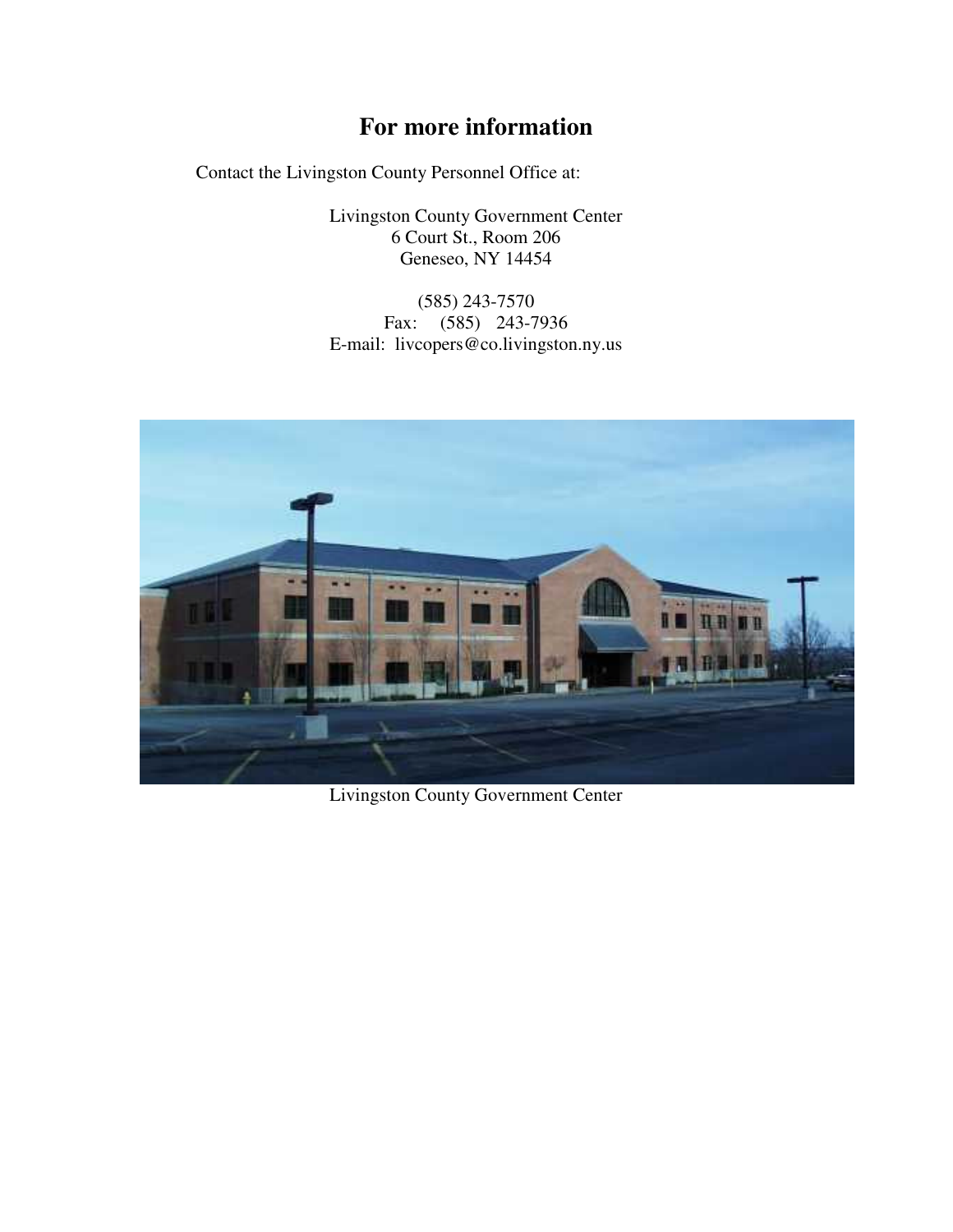# For more information

Contact the Livingston County Personnel Office at:

Livingston County Government Center
6 Court St., Room 206
Geneseo, NY 14454

(585) 243-7570
Fax: (585) 243-7936
E-mail: livcopers@co.livingston.ny.us

Livingston County Government Center